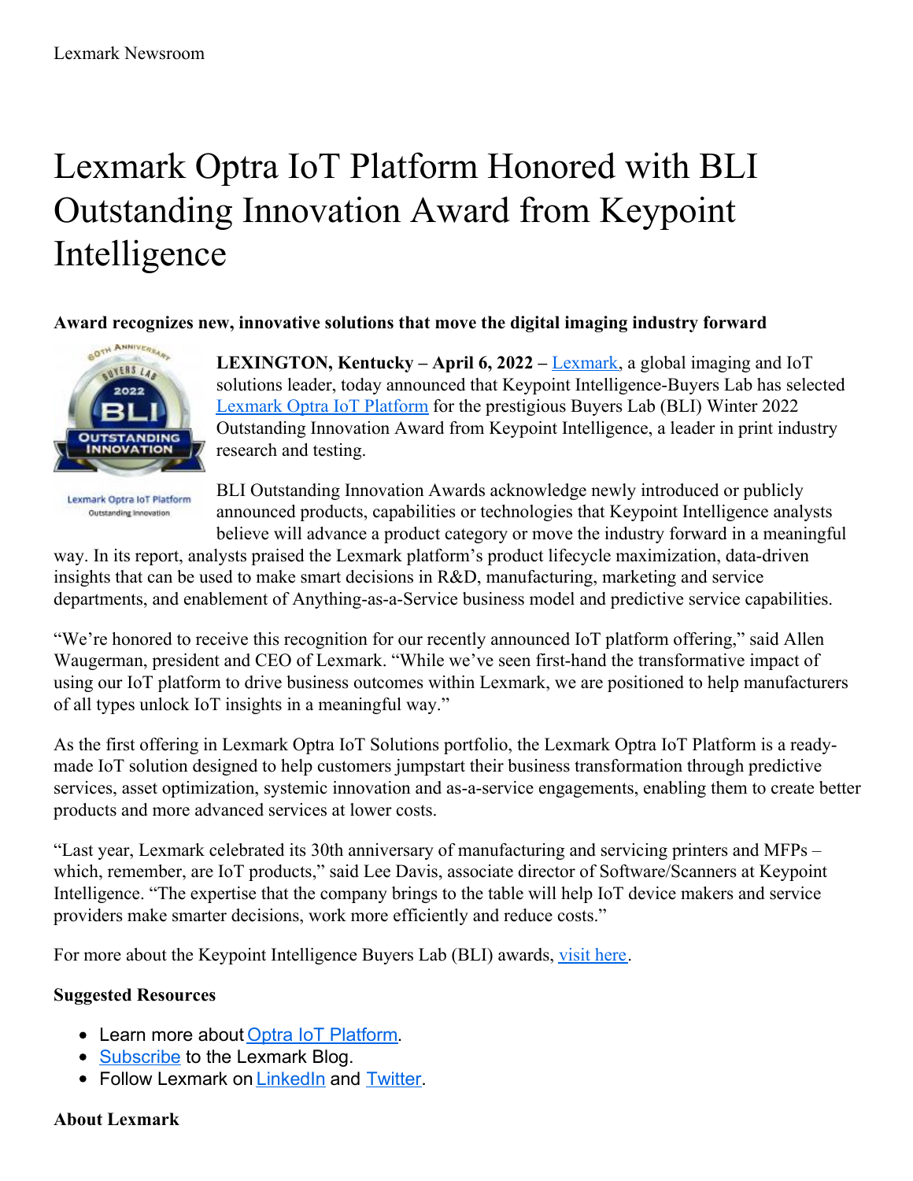Lexmark Newsroom

# Lexmark Optra IoT Platform Honored with BLI Outstanding Innovation Award from Keypoint Intelligence

**Award recognizes new, innovative solutions that move the digital imaging industry forward**

**LEXINGTON, Kentucky – April 6, 2022 –** Lexmark, a global imaging and IoT solutions leader, today announced that Keypoint Intelligence-Buyers Lab has selected Lexmark Optra IoT Platform for the prestigious Buyers Lab (BLI) Winter 2022 Outstanding Innovation Award from Keypoint Intelligence, a leader in print industry research and testing.

BLI Outstanding Innovation Awards acknowledge newly introduced or publicly announced products, capabilities or technologies that Keypoint Intelligence analysts believe will advance a product category or move the industry forward in a meaningful way. In its report, analysts praised the Lexmark platform's product lifecycle maximization, data-driven insights that can be used to make smart decisions in R&D, manufacturing, marketing and service departments, and enablement of Anything-as-a-Service business model and predictive service capabilities.

"We're honored to receive this recognition for our recently announced IoT platform offering," said Allen Waugerman, president and CEO of Lexmark. "While we've seen first-hand the transformative impact of using our IoT platform to drive business outcomes within Lexmark, we are positioned to help manufacturers of all types unlock IoT insights in a meaningful way."

As the first offering in Lexmark Optra IoT Solutions portfolio, the Lexmark Optra IoT Platform is a ready-made IoT solution designed to help customers jumpstart their business transformation through predictive services, asset optimization, systemic innovation and as-a-service engagements, enabling them to create better products and more advanced services at lower costs.

"Last year, Lexmark celebrated its 30th anniversary of manufacturing and servicing printers and MFPs – which, remember, are IoT products," said Lee Davis, associate director of Software/Scanners at Keypoint Intelligence. "The expertise that the company brings to the table will help IoT device makers and service providers make smarter decisions, work more efficiently and reduce costs."

For more about the Keypoint Intelligence Buyers Lab (BLI) awards, visit here.

**Suggested Resources**

- Learn more about Optra IoT Platform.
- Subscribe to the Lexmark Blog.
- Follow Lexmark on LinkedIn and Twitter.

**About Lexmark**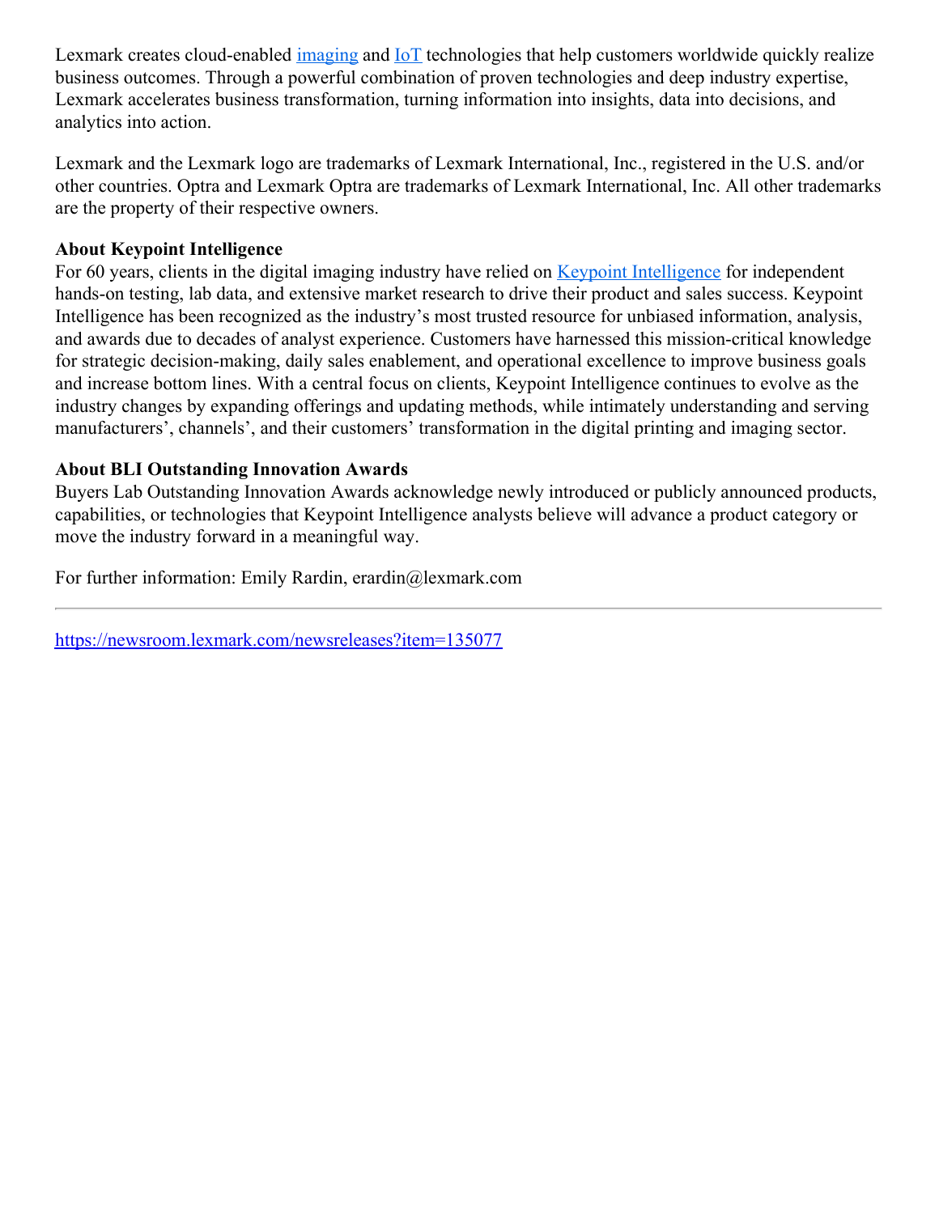Lexmark creates cloud-enabled [imaging](https://www.lexmark.com) and [IoT](https://www.lexmark.com) technologies that help customers worldwide quickly realize business outcomes. Through a powerful combination of proven technologies and deep industry expertise, Lexmark accelerates business transformation, turning information into insights, data into decisions, and analytics into action.

Lexmark and the Lexmark logo are trademarks of Lexmark International, Inc., registered in the U.S. and/or other countries. Optra and Lexmark Optra are trademarks of Lexmark International, Inc. All other trademarks are the property of their respective owners.

**About Keypoint Intelligence**
For 60 years, clients in the digital imaging industry have relied on Keypoint Intelligence for independent hands-on testing, lab data, and extensive market research to drive their product and sales success. Keypoint Intelligence has been recognized as the industry's most trusted resource for unbiased information, analysis, and awards due to decades of analyst experience. Customers have harnessed this mission-critical knowledge for strategic decision-making, daily sales enablement, and operational excellence to improve business goals and increase bottom lines. With a central focus on clients, Keypoint Intelligence continues to evolve as the industry changes by expanding offerings and updating methods, while intimately understanding and serving manufacturers', channels', and their customers' transformation in the digital printing and imaging sector.

**About BLI Outstanding Innovation Awards**
Buyers Lab Outstanding Innovation Awards acknowledge newly introduced or publicly announced products, capabilities, or technologies that Keypoint Intelligence analysts believe will advance a product category or move the industry forward in a meaningful way.

For further information: Emily Rardin, erardin@lexmark.com

---

https://newsroom.lexmark.com/newsreleases?item=135077